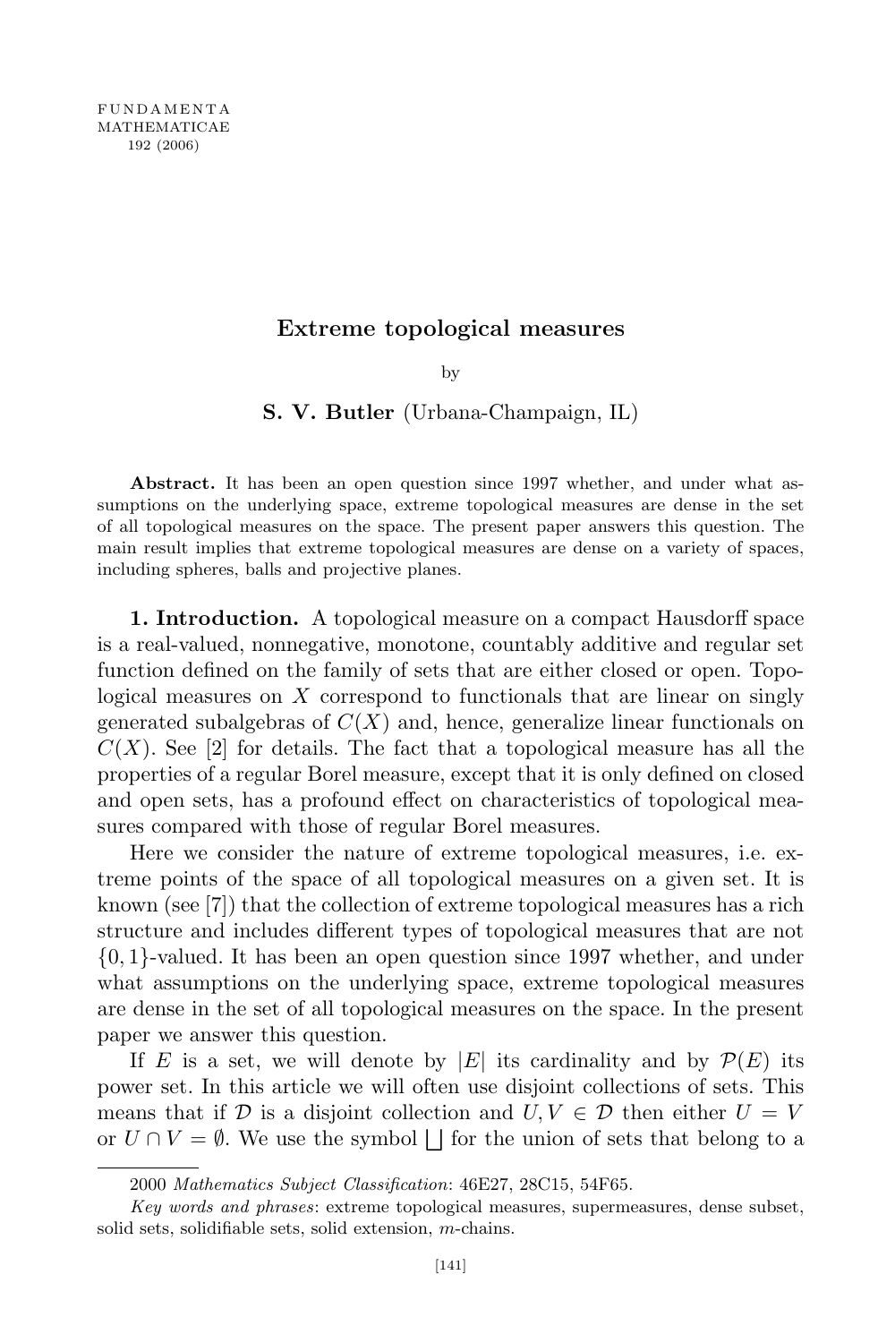# Extreme topological measures

by

**S. V. Butler** (Urbana-Champaign, IL)

**Abstract.** It has been an open question since 1997 whether, and under what assumptions on the underlying space, extreme topological measures are dense in the set of all topological measures on the space. The present paper answers this question. The main result implies that extreme topological measures are dense on a variety of spaces, including spheres, balls and projective planes.

**1. Introduction.** A topological measure on a compact Hausdorff space is a real-valued, nonnegative, monotone, countably additive and regular set function defined on the family of sets that are either closed or open. Topological measures on $X$ correspond to functionals that are linear on singly generated subalgebras of $C(X)$ and, hence, generalize linear functionals on $C(X)$. See [2] for details. The fact that a topological measure has all the properties of a regular Borel measure, except that it is only defined on closed and open sets, has a profound effect on characteristics of topological measures compared with those of regular Borel measures.

Here we consider the nature of extreme topological measures, i.e. extreme points of the space of all topological measures on a given set. It is known (see [7]) that the collection of extreme topological measures has a rich structure and includes different types of topological measures that are not $\{0,1\}$-valued. It has been an open question since 1997 whether, and under what assumptions on the underlying space, extreme topological measures are dense in the set of all topological measures on the space. In the present paper we answer this question.

If $E$ is a set, we will denote by $|E|$ its cardinality and by $\mathcal{P}(E)$ its power set. In this article we will often use disjoint collections of sets. This means that if $\mathcal{D}$ is a disjoint collection and $U, V \in \mathcal{D}$ then either $U = V$ or $U \cap V = \emptyset$. We use the symbol $\bigsqcup$ for the union of sets that belong to a

2000 *Mathematics Subject Classification*: 46E27, 28C15, 54F65.

*Key words and phrases*: extreme topological measures, supermeasures, dense subset, solid sets, solidifiable sets, solid extension, $m$-chains.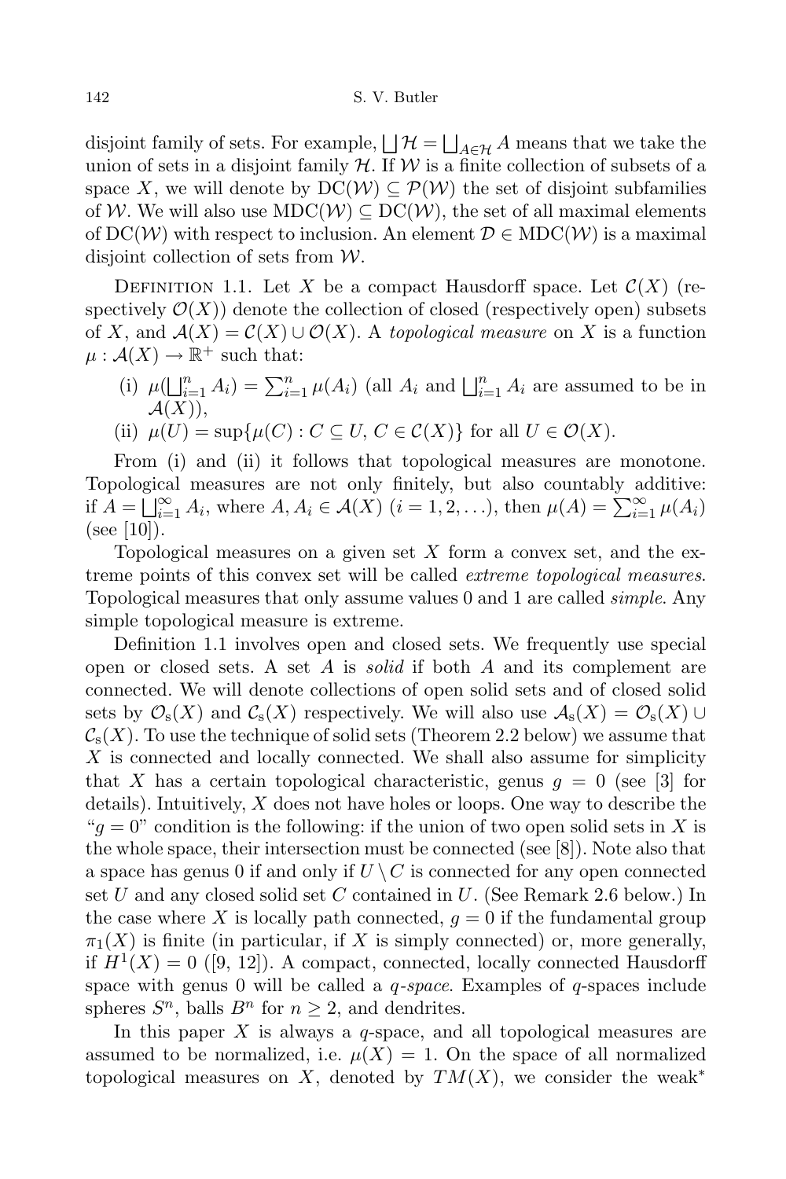disjoint family of sets. For example, $\bigsqcup \mathcal{H} = \bigsqcup_{A \in \mathcal{H}} A$ means that we take the union of sets in a disjoint family $\mathcal{H}$. If $\mathcal{W}$ is a finite collection of subsets of a space $X$, we will denote by $\mathrm{DC}(\mathcal{W}) \subseteq \mathcal{P}(\mathcal{W})$ the set of disjoint subfamilies of $\mathcal{W}$. We will also use $\mathrm{MDC}(\mathcal{W}) \subseteq \mathrm{DC}(\mathcal{W})$, the set of all maximal elements of $\mathrm{DC}(\mathcal{W})$ with respect to inclusion. An element $\mathcal{D} \in \mathrm{MDC}(\mathcal{W})$ is a maximal disjoint collection of sets from $\mathcal{W}$.

Definition 1.1. Let $X$ be a compact Hausdorff space. Let $\mathcal{C}(X)$ (respectively $\mathcal{O}(X)$) denote the collection of closed (respectively open) subsets of $X$, and $\mathcal{A}(X) = \mathcal{C}(X) \cup \mathcal{O}(X)$. A *topological measure* on $X$ is a function $\mu : \mathcal{A}(X) \to \mathbb{R}^+$ such that:

(i) $\mu(\bigsqcup_{i=1}^n A_i) = \sum_{i=1}^n \mu(A_i)$ (all $A_i$ and $\bigsqcup_{i=1}^n A_i$ are assumed to be in $\mathcal{A}(X)$),

(ii) $\mu(U) = \sup\{\mu(C) : C \subseteq U,\ C \in \mathcal{C}(X)\}$ for all $U \in \mathcal{O}(X)$.

From (i) and (ii) it follows that topological measures are monotone. Topological measures are not only finitely, but also countably additive: if $A = \bigsqcup_{i=1}^\infty A_i$, where $A, A_i \in \mathcal{A}(X)$ $(i = 1, 2, \ldots)$, then $\mu(A) = \sum_{i=1}^\infty \mu(A_i)$ (see [10]).

Topological measures on a given set $X$ form a convex set, and the extreme points of this convex set will be called *extreme topological measures*. Topological measures that only assume values 0 and 1 are called *simple*. Any simple topological measure is extreme.

Definition 1.1 involves open and closed sets. We frequently use special open or closed sets. A set $A$ is *solid* if both $A$ and its complement are connected. We will denote collections of open solid sets and of closed solid sets by $\mathcal{O}_\mathrm{s}(X)$ and $\mathcal{C}_\mathrm{s}(X)$ respectively. We will also use $\mathcal{A}_\mathrm{s}(X) = \mathcal{O}_\mathrm{s}(X) \cup \mathcal{C}_\mathrm{s}(X)$. To use the technique of solid sets (Theorem 2.2 below) we assume that $X$ is connected and locally connected. We shall also assume for simplicity that $X$ has a certain topological characteristic, genus $g = 0$ (see [3] for details). Intuitively, $X$ does not have holes or loops. One way to describe the "$g = 0$" condition is the following: if the union of two open solid sets in $X$ is the whole space, their intersection must be connected (see [8]). Note also that a space has genus 0 if and only if $U \setminus C$ is connected for any open connected set $U$ and any closed solid set $C$ contained in $U$. (See Remark 2.6 below.) In the case where $X$ is locally path connected, $g = 0$ if the fundamental group $\pi_1(X)$ is finite (in particular, if $X$ is simply connected) or, more generally, if $H^1(X) = 0$ ([9, 12]). A compact, connected, locally connected Hausdorff space with genus 0 will be called a *q-space*. Examples of $q$-spaces include spheres $S^n$, balls $B^n$ for $n \geq 2$, and dendrites.

In this paper $X$ is always a $q$-space, and all topological measures are assumed to be normalized, i.e. $\mu(X) = 1$. On the space of all normalized topological measures on $X$, denoted by $TM(X)$, we consider the weak$^*$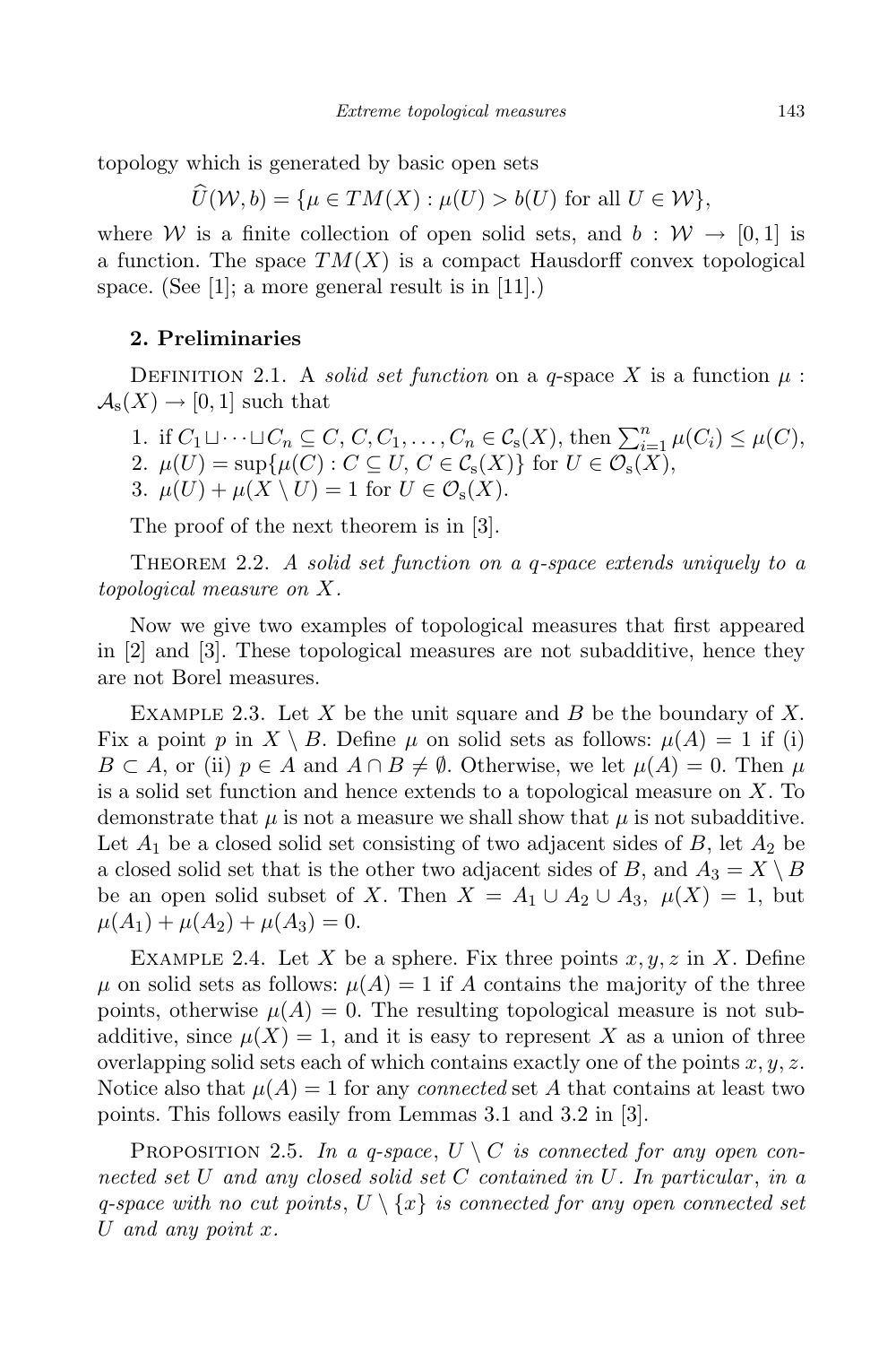topology which is generated by basic open sets

$$\widehat{U}(\mathcal{W}, b) = \{\mu \in TM(X) : \mu(U) > b(U) \text{ for all } U \in \mathcal{W}\},$$

where $\mathcal{W}$ is a finite collection of open solid sets, and $b : \mathcal{W} \to [0,1]$ is a function. The space $TM(X)$ is a compact Hausdorff convex topological space. (See [1]; a more general result is in [11].)

## 2. Preliminaries

Definition 2.1. A *solid set function* on a $q$-space $X$ is a function $\mu : \mathcal{A}_s(X) \to [0,1]$ such that

1. if $C_1 \sqcup \cdots \sqcup C_n \subseteq C$, $C, C_1, \ldots, C_n \in \mathcal{C}_s(X)$, then $\sum_{i=1}^n \mu(C_i) \le \mu(C)$,
2. $\mu(U) = \sup\{\mu(C) : C \subseteq U,\ C \in \mathcal{C}_s(X)\}$ for $U \in \mathcal{O}_s(X)$,
3. $\mu(U) + \mu(X \setminus U) = 1$ for $U \in \mathcal{O}_s(X)$.

The proof of the next theorem is in [3].

Theorem 2.2. *A solid set function on a $q$-space extends uniquely to a topological measure on $X$.*

Now we give two examples of topological measures that first appeared in [2] and [3]. These topological measures are not subadditive, hence they are not Borel measures.

Example 2.3. Let $X$ be the unit square and $B$ be the boundary of $X$. Fix a point $p$ in $X \setminus B$. Define $\mu$ on solid sets as follows: $\mu(A) = 1$ if (i) $B \subset A$, or (ii) $p \in A$ and $A \cap B \neq \emptyset$. Otherwise, we let $\mu(A) = 0$. Then $\mu$ is a solid set function and hence extends to a topological measure on $X$. To demonstrate that $\mu$ is not a measure we shall show that $\mu$ is not subadditive. Let $A_1$ be a closed solid set consisting of two adjacent sides of $B$, let $A_2$ be a closed solid set that is the other two adjacent sides of $B$, and $A_3 = X \setminus B$ be an open solid subset of $X$. Then $X = A_1 \cup A_2 \cup A_3$, $\mu(X) = 1$, but $\mu(A_1) + \mu(A_2) + \mu(A_3) = 0$.

Example 2.4. Let $X$ be a sphere. Fix three points $x, y, z$ in $X$. Define $\mu$ on solid sets as follows: $\mu(A) = 1$ if $A$ contains the majority of the three points, otherwise $\mu(A) = 0$. The resulting topological measure is not subadditive, since $\mu(X) = 1$, and it is easy to represent $X$ as a union of three overlapping solid sets each of which contains exactly one of the points $x, y, z$. Notice also that $\mu(A) = 1$ for any *connected* set $A$ that contains at least two points. This follows easily from Lemmas 3.1 and 3.2 in [3].

Proposition 2.5. *In a $q$-space, $U \setminus C$ is connected for any open connected set $U$ and any closed solid set $C$ contained in $U$. In particular, in a $q$-space with no cut points, $U \setminus \{x\}$ is connected for any open connected set $U$ and any point $x$.*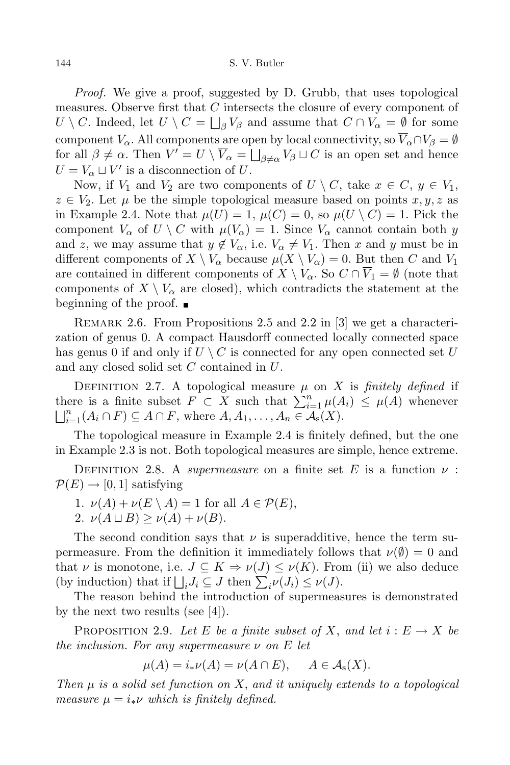*Proof.* We give a proof, suggested by D. Grubb, that uses topological measures. Observe first that $C$ intersects the closure of every component of $U \setminus C$. Indeed, let $U \setminus C = \bigsqcup_\beta V_\beta$ and assume that $C \cap V_\alpha = \emptyset$ for some component $V_\alpha$. All components are open by local connectivity, so $\overline{V}_\alpha \cap V_\beta = \emptyset$ for all $\beta \neq \alpha$. Then $V' = U \setminus \overline{V}_\alpha = \bigsqcup_{\beta \neq \alpha} V_\beta \sqcup C$ is an open set and hence $U = V_\alpha \sqcup V'$ is a disconnection of $U$.

Now, if $V_1$ and $V_2$ are two components of $U \setminus C$, take $x \in C$, $y \in V_1$, $z \in V_2$. Let $\mu$ be the simple topological measure based on points $x, y, z$ as in Example 2.4. Note that $\mu(U) = 1$, $\mu(C) = 0$, so $\mu(U \setminus C) = 1$. Pick the component $V_\alpha$ of $U \setminus C$ with $\mu(V_\alpha) = 1$. Since $V_\alpha$ cannot contain both $y$ and $z$, we may assume that $y \notin V_\alpha$, i.e. $V_\alpha \neq V_1$. Then $x$ and $y$ must be in different components of $X \setminus V_\alpha$ because $\mu(X \setminus V_\alpha) = 0$. But then $C$ and $V_1$ are contained in different components of $X \setminus V_\alpha$. So $C \cap \overline{V}_1 = \emptyset$ (note that components of $X \setminus V_\alpha$ are closed), which contradicts the statement at the beginning of the proof. ∎

Remark 2.6. From Propositions 2.5 and 2.2 in [3] we get a characterization of genus 0. A compact Hausdorff connected locally connected space has genus 0 if and only if $U \setminus C$ is connected for any open connected set $U$ and any closed solid set $C$ contained in $U$.

Definition 2.7. A topological measure $\mu$ on $X$ is *finitely defined* if there is a finite subset $F \subset X$ such that $\sum_{i=1}^n \mu(A_i) \leq \mu(A)$ whenever $\bigsqcup_{i=1}^n (A_i \cap F) \subseteq A \cap F$, where $A, A_1, \ldots, A_n \in \mathcal{A}_s(X)$.

The topological measure in Example 2.4 is finitely defined, but the one in Example 2.3 is not. Both topological measures are simple, hence extreme.

Definition 2.8. A *supermeasure* on a finite set $E$ is a function $\nu : \mathcal{P}(E) \to [0, 1]$ satisfying

1. $\nu(A) + \nu(E \setminus A) = 1$ for all $A \in \mathcal{P}(E)$,
2. $\nu(A \sqcup B) \geq \nu(A) + \nu(B)$.

The second condition says that $\nu$ is superadditive, hence the term supermeasure. From the definition it immediately follows that $\nu(\emptyset) = 0$ and that $\nu$ is monotone, i.e. $J \subseteq K \Rightarrow \nu(J) \leq \nu(K)$. From (ii) we also deduce (by induction) that if $\bigsqcup_i J_i \subseteq J$ then $\sum_i \nu(J_i) \leq \nu(J)$.

The reason behind the introduction of supermeasures is demonstrated by the next two results (see [4]).

Proposition 2.9. *Let $E$ be a finite subset of $X$, and let $i : E \to X$ be the inclusion. For any supermeasure $\nu$ on $E$ let*

$$\mu(A) = i_*\nu(A) = \nu(A \cap E), \qquad A \in \mathcal{A}_s(X).$$

*Then $\mu$ is a solid set function on $X$, and it uniquely extends to a topological measure $\mu = i_*\nu$ which is finitely defined.*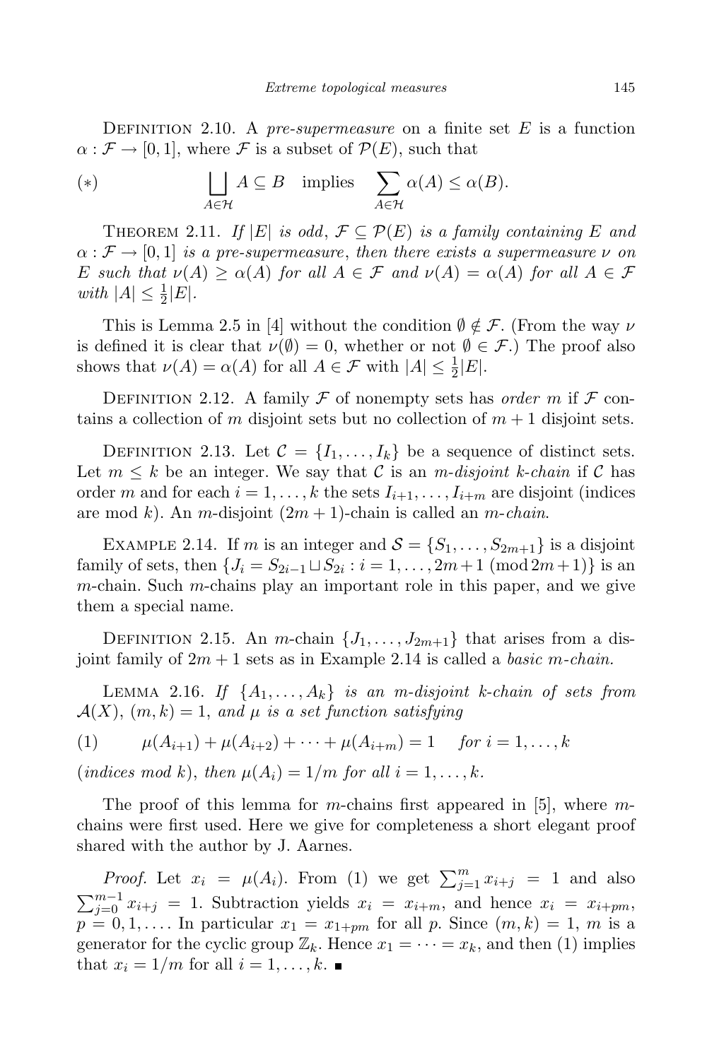Definition 2.10. A *pre-supermeasure* on a finite set $E$ is a function $\alpha : \mathcal{F} \to [0,1]$, where $\mathcal{F}$ is a subset of $\mathcal{P}(E)$, such that

$$(*) \qquad \bigsqcup_{A\in\mathcal{H}} A \subseteq B \quad \text{implies} \quad \sum_{A\in\mathcal{H}} \alpha(A) \le \alpha(B).$$

Theorem 2.11. *If $|E|$ is odd, $\mathcal{F} \subseteq \mathcal{P}(E)$ is a family containing $E$ and $\alpha : \mathcal{F} \to [0,1]$ is a pre-supermeasure, then there exists a supermeasure $\nu$ on $E$ such that $\nu(A) \ge \alpha(A)$ for all $A \in \mathcal{F}$ and $\nu(A) = \alpha(A)$ for all $A \in \mathcal{F}$ with $|A| \le \frac{1}{2}|E|$.*

This is Lemma 2.5 in [4] without the condition $\emptyset \notin \mathcal{F}$. (From the way $\nu$ is defined it is clear that $\nu(\emptyset) = 0$, whether or not $\emptyset \in \mathcal{F}$.) The proof also shows that $\nu(A) = \alpha(A)$ for all $A \in \mathcal{F}$ with $|A| \le \frac{1}{2}|E|$.

Definition 2.12. A family $\mathcal{F}$ of nonempty sets has *order $m$* if $\mathcal{F}$ contains a collection of $m$ disjoint sets but no collection of $m+1$ disjoint sets.

Definition 2.13. Let $\mathcal{C} = \{I_1, \ldots, I_k\}$ be a sequence of distinct sets. Let $m \le k$ be an integer. We say that $\mathcal{C}$ is an *$m$-disjoint $k$-chain* if $\mathcal{C}$ has order $m$ and for each $i = 1, \ldots, k$ the sets $I_{i+1}, \ldots, I_{i+m}$ are disjoint (indices are mod $k$). An $m$-disjoint $(2m+1)$-chain is called an *$m$-chain*.

Example 2.14. If $m$ is an integer and $\mathcal{S} = \{S_1, \ldots, S_{2m+1}\}$ is a disjoint family of sets, then $\{J_i = S_{2i-1} \sqcup S_{2i} : i = 1, \ldots, 2m+1 \ (\mathrm{mod}\, 2m+1)\}$ is an $m$-chain. Such $m$-chains play an important role in this paper, and we give them a special name.

Definition 2.15. An $m$-chain $\{J_1, \ldots, J_{2m+1}\}$ that arises from a disjoint family of $2m+1$ sets as in Example 2.14 is called a *basic $m$-chain.*

Lemma 2.16. *If $\{A_1, \ldots, A_k\}$ is an $m$-disjoint $k$-chain of sets from $\mathcal{A}(X)$, $(m,k) = 1$, and $\mu$ is a set function satisfying*

$$(1) \qquad \mu(A_{i+1}) + \mu(A_{i+2}) + \cdots + \mu(A_{i+m}) = 1 \quad \text{for } i = 1, \ldots, k$$

*(indices mod $k$), then $\mu(A_i) = 1/m$ for all $i = 1, \ldots, k$.*

The proof of this lemma for $m$-chains first appeared in [5], where $m$-chains were first used. Here we give for completeness a short elegant proof shared with the author by J. Aarnes.

*Proof.* Let $x_i = \mu(A_i)$. From (1) we get $\sum_{j=1}^{m} x_{i+j} = 1$ and also $\sum_{j=0}^{m-1} x_{i+j} = 1$. Subtraction yields $x_i = x_{i+m}$, and hence $x_i = x_{i+pm}$, $p = 0, 1, \ldots$. In particular $x_1 = x_{1+pm}$ for all $p$. Since $(m,k) = 1$, $m$ is a generator for the cyclic group $\mathbb{Z}_k$. Hence $x_1 = \cdots = x_k$, and then (1) implies that $x_i = 1/m$ for all $i = 1, \ldots, k$. ∎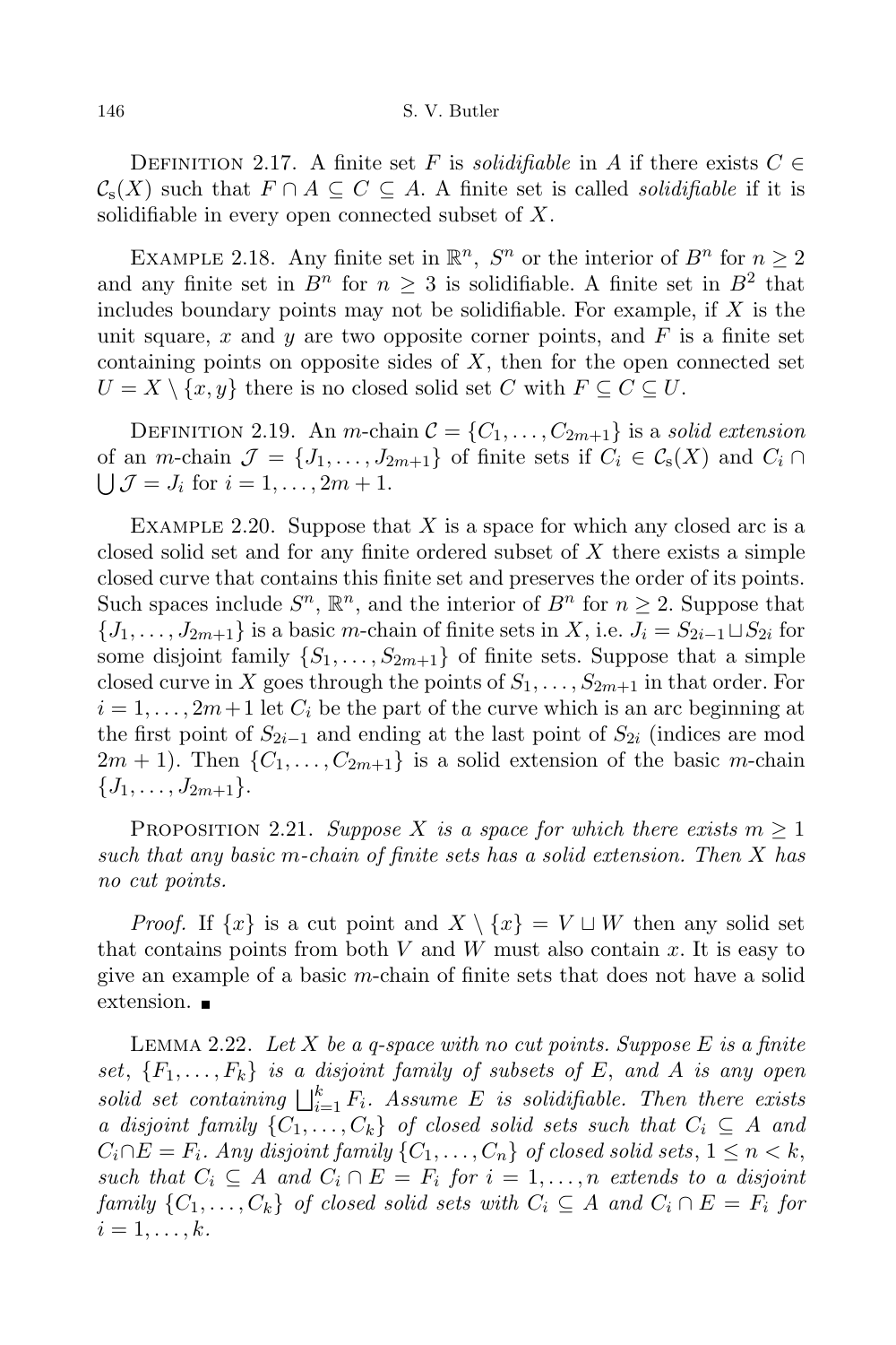Definition 2.17. A finite set $F$ is *solidifiable* in $A$ if there exists $C \in \mathcal{C}_s(X)$ such that $F \cap A \subseteq C \subseteq A$. A finite set is called *solidifiable* if it is solidifiable in every open connected subset of $X$.

Example 2.18. Any finite set in $\mathbb{R}^n$, $S^n$ or the interior of $B^n$ for $n \geq 2$ and any finite set in $B^n$ for $n \geq 3$ is solidifiable. A finite set in $B^2$ that includes boundary points may not be solidifiable. For example, if $X$ is the unit square, $x$ and $y$ are two opposite corner points, and $F$ is a finite set containing points on opposite sides of $X$, then for the open connected set $U = X \setminus \{x, y\}$ there is no closed solid set $C$ with $F \subseteq C \subseteq U$.

Definition 2.19. An $m$-chain $\mathcal{C} = \{C_1, \ldots, C_{2m+1}\}$ is a *solid extension* of an $m$-chain $\mathcal{J} = \{J_1, \ldots, J_{2m+1}\}$ of finite sets if $C_i \in \mathcal{C}_s(X)$ and $C_i \cap \bigcup \mathcal{J} = J_i$ for $i = 1, \ldots, 2m + 1$.

Example 2.20. Suppose that $X$ is a space for which any closed arc is a closed solid set and for any finite ordered subset of $X$ there exists a simple closed curve that contains this finite set and preserves the order of its points. Such spaces include $S^n$, $\mathbb{R}^n$, and the interior of $B^n$ for $n \geq 2$. Suppose that $\{J_1, \ldots, J_{2m+1}\}$ is a basic $m$-chain of finite sets in $X$, i.e. $J_i = S_{2i-1} \sqcup S_{2i}$ for some disjoint family $\{S_1, \ldots, S_{2m+1}\}$ of finite sets. Suppose that a simple closed curve in $X$ goes through the points of $S_1, \ldots, S_{2m+1}$ in that order. For $i = 1, \ldots, 2m+1$ let $C_i$ be the part of the curve which is an arc beginning at the first point of $S_{2i-1}$ and ending at the last point of $S_{2i}$ (indices are mod $2m + 1$). Then $\{C_1, \ldots, C_{2m+1}\}$ is a solid extension of the basic $m$-chain $\{J_1, \ldots, J_{2m+1}\}$.

Proposition 2.21. *Suppose $X$ is a space for which there exists $m \geq 1$ such that any basic $m$-chain of finite sets has a solid extension. Then $X$ has no cut points.*

*Proof.* If $\{x\}$ is a cut point and $X \setminus \{x\} = V \sqcup W$ then any solid set that contains points from both $V$ and $W$ must also contain $x$. It is easy to give an example of a basic $m$-chain of finite sets that does not have a solid extension. ∎

Lemma 2.22. *Let $X$ be a q-space with no cut points. Suppose $E$ is a finite set, $\{F_1, \ldots, F_k\}$ is a disjoint family of subsets of $E$, and $A$ is any open solid set containing $\bigsqcup_{i=1}^{k} F_i$. Assume $E$ is solidifiable. Then there exists a disjoint family $\{C_1, \ldots, C_k\}$ of closed solid sets such that $C_i \subseteq A$ and $C_i \cap E = F_i$. Any disjoint family $\{C_1, \ldots, C_n\}$ of closed solid sets, $1 \leq n < k$, such that $C_i \subseteq A$ and $C_i \cap E = F_i$ for $i = 1, \ldots, n$ extends to a disjoint family $\{C_1, \ldots, C_k\}$ of closed solid sets with $C_i \subseteq A$ and $C_i \cap E = F_i$ for $i = 1, \ldots, k$.*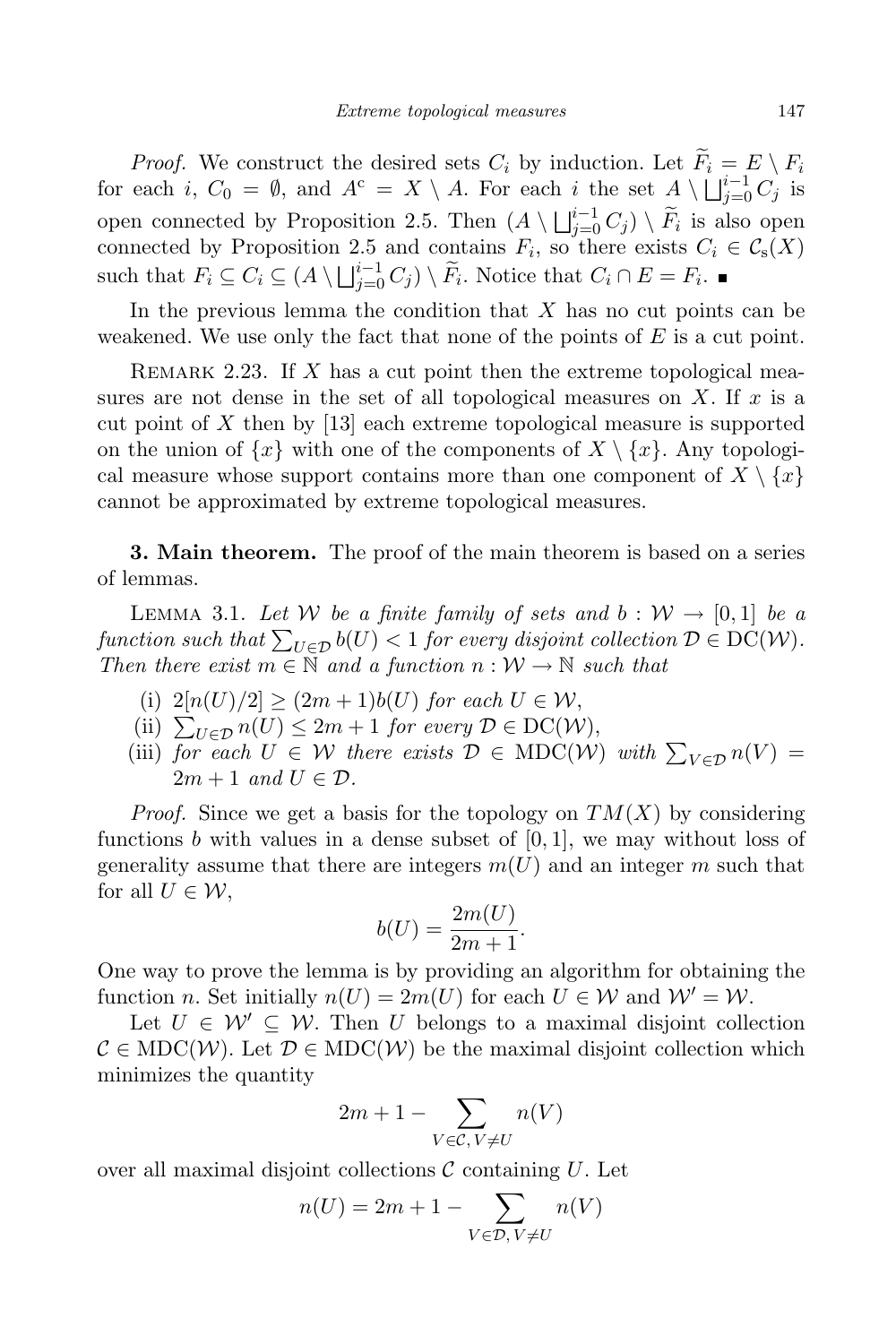*Proof.* We construct the desired sets $C_i$ by induction. Let $\widetilde{F}_i = E \setminus F_i$ for each $i$, $C_0 = \emptyset$, and $A^{\mathrm{c}} = X \setminus A$. For each $i$ the set $A \setminus \bigsqcup_{j=0}^{i-1} C_j$ is open connected by Proposition 2.5. Then $(A \setminus \bigsqcup_{j=0}^{i-1} C_j) \setminus \widetilde{F}_i$ is also open connected by Proposition 2.5 and contains $F_i$, so there exists $C_i \in \mathcal{C}_{\mathrm{s}}(X)$ such that $F_i \subseteq C_i \subseteq (A \setminus \bigsqcup_{j=0}^{i-1} C_j) \setminus \widetilde{F}_i$. Notice that $C_i \cap E = F_i$. ∎

In the previous lemma the condition that $X$ has no cut points can be weakened. We use only the fact that none of the points of $E$ is a cut point.

REMARK 2.23. If $X$ has a cut point then the extreme topological measures are not dense in the set of all topological measures on $X$. If $x$ is a cut point of $X$ then by [13] each extreme topological measure is supported on the union of $\{x\}$ with one of the components of $X \setminus \{x\}$. Any topological measure whose support contains more than one component of $X \setminus \{x\}$ cannot be approximated by extreme topological measures.

## 3. Main theorem.

The proof of the main theorem is based on a series of lemmas.

LEMMA 3.1. *Let $\mathcal{W}$ be a finite family of sets and $b : \mathcal{W} \to [0,1]$ be a function such that $\sum_{U \in \mathcal{D}} b(U) < 1$ for every disjoint collection $\mathcal{D} \in \mathrm{DC}(\mathcal{W})$. Then there exist $m \in \mathbb{N}$ and a function $n : \mathcal{W} \to \mathbb{N}$ such that*

- (i) $2[n(U)/2] \geq (2m+1)b(U)$ *for each* $U \in \mathcal{W}$,
- (ii) $\sum_{U \in \mathcal{D}} n(U) \leq 2m+1$ *for every* $\mathcal{D} \in \mathrm{DC}(\mathcal{W})$,
- (iii) *for each $U \in \mathcal{W}$ there exists $\mathcal{D} \in \mathrm{MDC}(\mathcal{W})$ with $\sum_{V \in \mathcal{D}} n(V) = 2m+1$ and $U \in \mathcal{D}$.*

*Proof.* Since we get a basis for the topology on $TM(X)$ by considering functions $b$ with values in a dense subset of $[0,1]$, we may without loss of generality assume that there are integers $m(U)$ and an integer $m$ such that for all $U \in \mathcal{W}$,

$$b(U) = \frac{2m(U)}{2m+1}.$$

One way to prove the lemma is by providing an algorithm for obtaining the function $n$. Set initially $n(U) = 2m(U)$ for each $U \in \mathcal{W}$ and $\mathcal{W}' = \mathcal{W}$.

Let $U \in \mathcal{W}' \subseteq \mathcal{W}$. Then $U$ belongs to a maximal disjoint collection $\mathcal{C} \in \mathrm{MDC}(\mathcal{W})$. Let $\mathcal{D} \in \mathrm{MDC}(\mathcal{W})$ be the maximal disjoint collection which minimizes the quantity

$$2m+1 - \sum_{V \in \mathcal{C},\, V \neq U} n(V)$$

over all maximal disjoint collections $\mathcal{C}$ containing $U$. Let

$$n(U) = 2m+1 - \sum_{V \in \mathcal{D},\, V \neq U} n(V)$$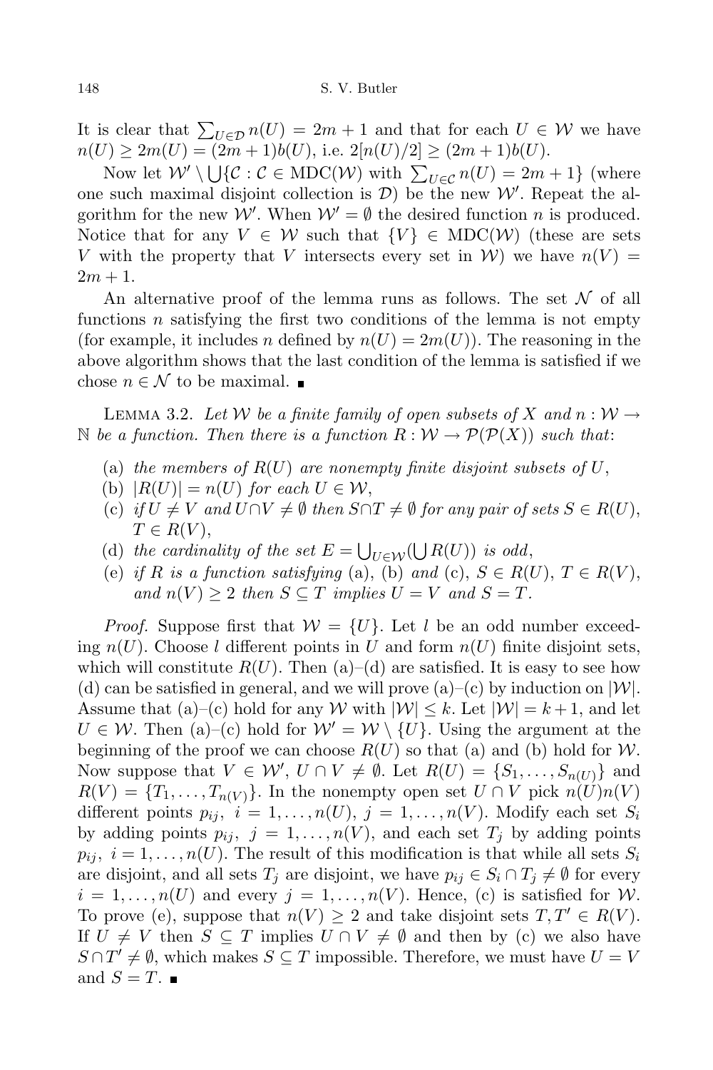It is clear that $\sum_{U\in\mathcal{D}} n(U) = 2m+1$ and that for each $U \in \mathcal{W}$ we have $n(U) \geq 2m(U) = (2m+1)b(U)$, i.e. $2[n(U)/2] \geq (2m+1)b(U)$.

Now let $\mathcal{W}' \setminus \bigcup\{\mathcal{C} : \mathcal{C} \in \mathrm{MDC}(\mathcal{W}) \text{ with } \sum_{U\in\mathcal{C}} n(U) = 2m+1\}$ (where one such maximal disjoint collection is $\mathcal{D}$) be the new $\mathcal{W}'$. Repeat the algorithm for the new $\mathcal{W}'$. When $\mathcal{W}' = \emptyset$ the desired function $n$ is produced. Notice that for any $V \in \mathcal{W}$ such that $\{V\} \in \mathrm{MDC}(\mathcal{W})$ (these are sets $V$ with the property that $V$ intersects every set in $\mathcal{W}$) we have $n(V) = 2m+1$.

An alternative proof of the lemma runs as follows. The set $\mathcal{N}$ of all functions $n$ satisfying the first two conditions of the lemma is not empty (for example, it includes $n$ defined by $n(U) = 2m(U)$). The reasoning in the above algorithm shows that the last condition of the lemma is satisfied if we chose $n \in \mathcal{N}$ to be maximal. ∎

Lemma 3.2. *Let $\mathcal{W}$ be a finite family of open subsets of $X$ and $n : \mathcal{W} \to \mathbb{N}$ be a function. Then there is a function $R : \mathcal{W} \to \mathcal{P}(\mathcal{P}(X))$ such that*:

- (a) *the members of $R(U)$ are nonempty finite disjoint subsets of $U$,*
- (b) *$|R(U)| = n(U)$ for each $U \in \mathcal{W}$,*
- (c) *if $U \neq V$ and $U \cap V \neq \emptyset$ then $S \cap T \neq \emptyset$ for any pair of sets $S \in R(U)$, $T \in R(V)$,*
- (d) *the cardinality of the set $E = \bigcup_{U\in\mathcal{W}}(\bigcup R(U))$ is odd,*
- (e) *if $R$ is a function satisfying* (a), (b) *and* (c), *$S \in R(U)$, $T \in R(V)$, and $n(V) \geq 2$ then $S \subseteq T$ implies $U = V$ and $S = T$.*

*Proof.* Suppose first that $\mathcal{W} = \{U\}$. Let $l$ be an odd number exceeding $n(U)$. Choose $l$ different points in $U$ and form $n(U)$ finite disjoint sets, which will constitute $R(U)$. Then (a)–(d) are satisfied. It is easy to see how (d) can be satisfied in general, and we will prove (a)–(c) by induction on $|\mathcal{W}|$. Assume that (a)–(c) hold for any $\mathcal{W}$ with $|\mathcal{W}| \leq k$. Let $|\mathcal{W}| = k+1$, and let $U \in \mathcal{W}$. Then (a)–(c) hold for $\mathcal{W}' = \mathcal{W} \setminus \{U\}$. Using the argument at the beginning of the proof we can choose $R(U)$ so that (a) and (b) hold for $\mathcal{W}$. Now suppose that $V \in \mathcal{W}'$, $U \cap V \neq \emptyset$. Let $R(U) = \{S_1, \ldots, S_{n(U)}\}$ and $R(V) = \{T_1, \ldots, T_{n(V)}\}$. In the nonempty open set $U \cap V$ pick $n(U)n(V)$ different points $p_{ij}$, $i = 1, \ldots, n(U)$, $j = 1, \ldots, n(V)$. Modify each set $S_i$ by adding points $p_{ij}$, $j = 1, \ldots, n(V)$, and each set $T_j$ by adding points $p_{ij}$, $i = 1, \ldots, n(U)$. The result of this modification is that while all sets $S_i$ are disjoint, and all sets $T_j$ are disjoint, we have $p_{ij} \in S_i \cap T_j \neq \emptyset$ for every $i = 1, \ldots, n(U)$ and every $j = 1, \ldots, n(V)$. Hence, (c) is satisfied for $\mathcal{W}$. To prove (e), suppose that $n(V) \geq 2$ and take disjoint sets $T, T' \in R(V)$. If $U \neq V$ then $S \subseteq T$ implies $U \cap V \neq \emptyset$ and then by (c) we also have $S \cap T' \neq \emptyset$, which makes $S \subseteq T$ impossible. Therefore, we must have $U = V$ and $S = T$. ∎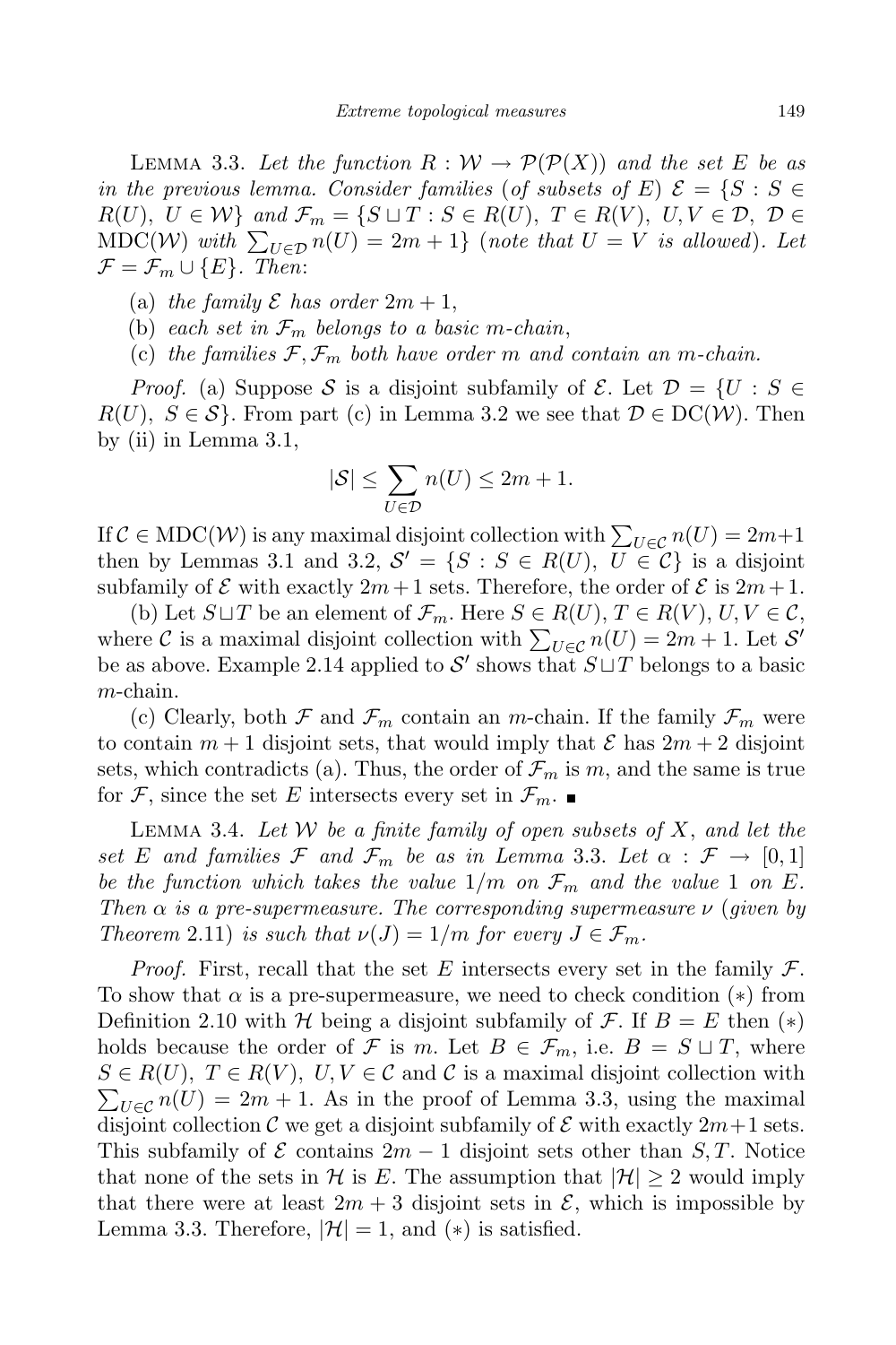Lemma 3.3. *Let the function $R : \mathcal{W} \to \mathcal{P}(\mathcal{P}(X))$ and the set $E$ be as in the previous lemma. Consider families* (*of subsets of $E$*) $\mathcal{E} = \{S : S \in R(U),\ U \in \mathcal{W}\}$ *and* $\mathcal{F}_m = \{S \sqcup T : S \in R(U),\ T \in R(V),\ U, V \in \mathcal{D},\ \mathcal{D} \in \mathrm{MDC}(\mathcal{W})$ *with* $\sum_{U \in \mathcal{D}} n(U) = 2m+1\}$ (*note that $U = V$ is allowed*). *Let* $\mathcal{F} = \mathcal{F}_m \cup \{E\}$. *Then*:

(a) *the family $\mathcal{E}$ has order $2m+1$*,

(b) *each set in $\mathcal{F}_m$ belongs to a basic $m$-chain*,

(c) *the families $\mathcal{F}, \mathcal{F}_m$ both have order $m$ and contain an $m$-chain.*

*Proof.* (a) Suppose $\mathcal{S}$ is a disjoint subfamily of $\mathcal{E}$. Let $\mathcal{D} = \{U : S \in R(U),\ S \in \mathcal{S}\}$. From part (c) in Lemma 3.2 we see that $\mathcal{D} \in \mathrm{DC}(\mathcal{W})$. Then by (ii) in Lemma 3.1,

$$|\mathcal{S}| \le \sum_{U \in \mathcal{D}} n(U) \le 2m+1.$$

If $\mathcal{C} \in \mathrm{MDC}(\mathcal{W})$ is any maximal disjoint collection with $\sum_{U \in \mathcal{C}} n(U) = 2m+1$ then by Lemmas 3.1 and 3.2, $\mathcal{S}' = \{S : S \in R(U),\ U \in \mathcal{C}\}$ is a disjoint subfamily of $\mathcal{E}$ with exactly $2m+1$ sets. Therefore, the order of $\mathcal{E}$ is $2m+1$.

(b) Let $S \sqcup T$ be an element of $\mathcal{F}_m$. Here $S \in R(U)$, $T \in R(V)$, $U, V \in \mathcal{C}$, where $\mathcal{C}$ is a maximal disjoint collection with $\sum_{U \in \mathcal{C}} n(U) = 2m+1$. Let $\mathcal{S}'$ be as above. Example 2.14 applied to $\mathcal{S}'$ shows that $S \sqcup T$ belongs to a basic $m$-chain.

(c) Clearly, both $\mathcal{F}$ and $\mathcal{F}_m$ contain an $m$-chain. If the family $\mathcal{F}_m$ were to contain $m+1$ disjoint sets, that would imply that $\mathcal{E}$ has $2m+2$ disjoint sets, which contradicts (a). Thus, the order of $\mathcal{F}_m$ is $m$, and the same is true for $\mathcal{F}$, since the set $E$ intersects every set in $\mathcal{F}_m$. ∎

Lemma 3.4. *Let $\mathcal{W}$ be a finite family of open subsets of $X$, and let the set $E$ and families $\mathcal{F}$ and $\mathcal{F}_m$ be as in Lemma* 3.3. *Let $\alpha : \mathcal{F} \to [0,1]$ be the function which takes the value $1/m$ on $\mathcal{F}_m$ and the value $1$ on $E$. Then $\alpha$ is a pre-supermeasure. The corresponding supermeasure $\nu$* (*given by Theorem* 2.11) *is such that $\nu(J) = 1/m$ for every $J \in \mathcal{F}_m$.*

*Proof.* First, recall that the set $E$ intersects every set in the family $\mathcal{F}$. To show that $\alpha$ is a pre-supermeasure, we need to check condition $(*)$ from Definition 2.10 with $\mathcal{H}$ being a disjoint subfamily of $\mathcal{F}$. If $B = E$ then $(*)$ holds because the order of $\mathcal{F}$ is $m$. Let $B \in \mathcal{F}_m$, i.e. $B = S \sqcup T$, where $S \in R(U)$, $T \in R(V)$, $U, V \in \mathcal{C}$ and $\mathcal{C}$ is a maximal disjoint collection with $\sum_{U \in \mathcal{C}} n(U) = 2m+1$. As in the proof of Lemma 3.3, using the maximal disjoint collection $\mathcal{C}$ we get a disjoint subfamily of $\mathcal{E}$ with exactly $2m+1$ sets. This subfamily of $\mathcal{E}$ contains $2m-1$ disjoint sets other than $S, T$. Notice that none of the sets in $\mathcal{H}$ is $E$. The assumption that $|\mathcal{H}| \ge 2$ would imply that there were at least $2m+3$ disjoint sets in $\mathcal{E}$, which is impossible by Lemma 3.3. Therefore, $|\mathcal{H}| = 1$, and $(*)$ is satisfied.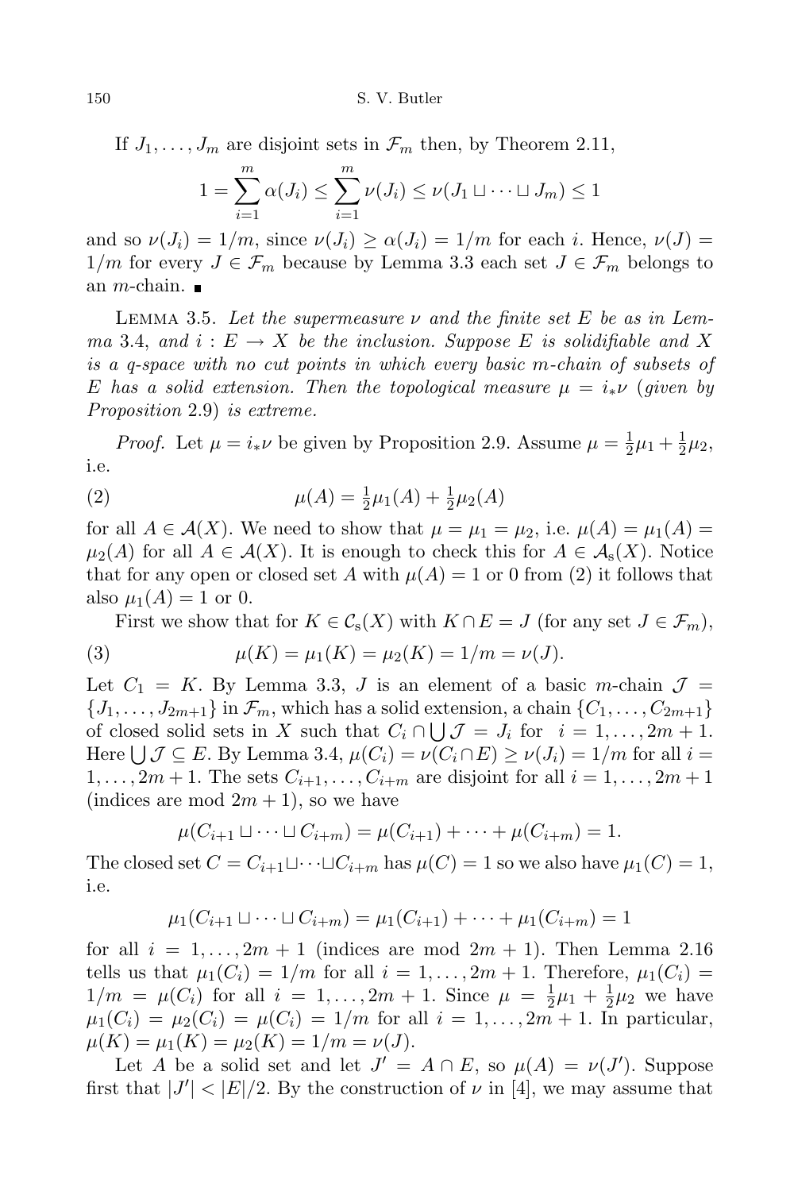If $J_1, \ldots, J_m$ are disjoint sets in $\mathcal{F}_m$ then, by Theorem 2.11,

$$1 = \sum_{i=1}^{m} \alpha(J_i) \le \sum_{i=1}^{m} \nu(J_i) \le \nu(J_1 \sqcup \cdots \sqcup J_m) \le 1$$

and so $\nu(J_i) = 1/m$, since $\nu(J_i) \ge \alpha(J_i) = 1/m$ for each $i$. Hence, $\nu(J) = 1/m$ for every $J \in \mathcal{F}_m$ because by Lemma 3.3 each set $J \in \mathcal{F}_m$ belongs to an $m$-chain. ■

Lemma 3.5. *Let the supermeasure $\nu$ and the finite set $E$ be as in Lemma 3.4, and $i : E \to X$ be the inclusion. Suppose $E$ is solidifiable and $X$ is a q-space with no cut points in which every basic $m$-chain of subsets of $E$ has a solid extension. Then the topological measure $\mu = i_*\nu$ (given by Proposition 2.9) is extreme.*

*Proof.* Let $\mu = i_*\nu$ be given by Proposition 2.9. Assume $\mu = \frac{1}{2}\mu_1 + \frac{1}{2}\mu_2$, i.e.

$$\mu(A) = \tfrac{1}{2}\mu_1(A) + \tfrac{1}{2}\mu_2(A) \tag{2}$$

for all $A \in \mathcal{A}(X)$. We need to show that $\mu = \mu_1 = \mu_2$, i.e. $\mu(A) = \mu_1(A) = \mu_2(A)$ for all $A \in \mathcal{A}(X)$. It is enough to check this for $A \in \mathcal{A}_s(X)$. Notice that for any open or closed set $A$ with $\mu(A) = 1$ or 0 from (2) it follows that also $\mu_1(A) = 1$ or 0.

First we show that for $K \in \mathcal{C}_s(X)$ with $K \cap E = J$ (for any set $J \in \mathcal{F}_m$),

$$\mu(K) = \mu_1(K) = \mu_2(K) = 1/m = \nu(J). \tag{3}$$

Let $C_1 = K$. By Lemma 3.3, $J$ is an element of a basic $m$-chain $\mathcal{J} = \{J_1, \ldots, J_{2m+1}\}$ in $\mathcal{F}_m$, which has a solid extension, a chain $\{C_1, \ldots, C_{2m+1}\}$ of closed solid sets in $X$ such that $C_i \cap \bigcup \mathcal{J} = J_i$ for $i = 1, \ldots, 2m+1$. Here $\bigcup \mathcal{J} \subseteq E$. By Lemma 3.4, $\mu(C_i) = \nu(C_i \cap E) \ge \nu(J_i) = 1/m$ for all $i = 1, \ldots, 2m+1$. The sets $C_{i+1}, \ldots, C_{i+m}$ are disjoint for all $i = 1, \ldots, 2m+1$ (indices are mod $2m+1$), so we have

$$\mu(C_{i+1} \sqcup \cdots \sqcup C_{i+m}) = \mu(C_{i+1}) + \cdots + \mu(C_{i+m}) = 1.$$

The closed set $C = C_{i+1} \sqcup \cdots \sqcup C_{i+m}$ has $\mu(C) = 1$ so we also have $\mu_1(C) = 1$, i.e.

$$\mu_1(C_{i+1} \sqcup \cdots \sqcup C_{i+m}) = \mu_1(C_{i+1}) + \cdots + \mu_1(C_{i+m}) = 1$$

for all $i = 1, \ldots, 2m+1$ (indices are mod $2m+1$). Then Lemma 2.16 tells us that $\mu_1(C_i) = 1/m$ for all $i = 1, \ldots, 2m+1$. Therefore, $\mu_1(C_i) = 1/m = \mu(C_i)$ for all $i = 1, \ldots, 2m+1$. Since $\mu = \frac{1}{2}\mu_1 + \frac{1}{2}\mu_2$ we have $\mu_1(C_i) = \mu_2(C_i) = \mu(C_i) = 1/m$ for all $i = 1, \ldots, 2m+1$. In particular, $\mu(K) = \mu_1(K) = \mu_2(K) = 1/m = \nu(J)$.

Let $A$ be a solid set and let $J' = A \cap E$, so $\mu(A) = \nu(J')$. Suppose first that $|J'| < |E|/2$. By the construction of $\nu$ in [4], we may assume that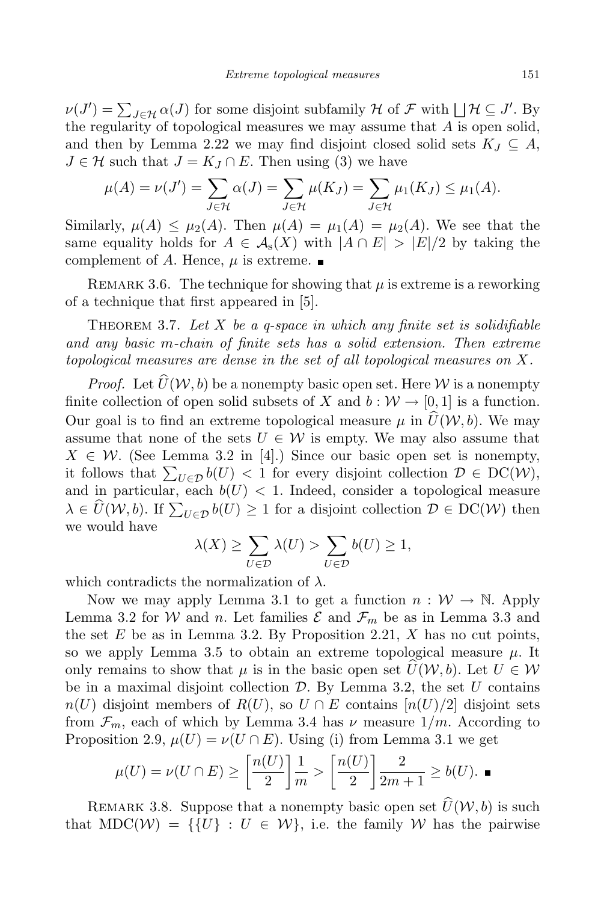$\nu(J') = \sum_{J \in \mathcal{H}} \alpha(J)$ for some disjoint subfamily $\mathcal{H}$ of $\mathcal{F}$ with $\bigsqcup \mathcal{H} \subseteq J'$. By the regularity of topological measures we may assume that $A$ is open solid, and then by Lemma 2.22 we may find disjoint closed solid sets $K_J \subseteq A$, $J \in \mathcal{H}$ such that $J = K_J \cap E$. Then using (3) we have

$$\mu(A) = \nu(J') = \sum_{J \in \mathcal{H}} \alpha(J) = \sum_{J \in \mathcal{H}} \mu(K_J) = \sum_{J \in \mathcal{H}} \mu_1(K_J) \leq \mu_1(A).$$

Similarly, $\mu(A) \leq \mu_2(A)$. Then $\mu(A) = \mu_1(A) = \mu_2(A)$. We see that the same equality holds for $A \in \mathcal{A}_s(X)$ with $|A \cap E| > |E|/2$ by taking the complement of $A$. Hence, $\mu$ is extreme. ∎

Remark 3.6. The technique for showing that $\mu$ is extreme is a reworking of a technique that first appeared in [5].

Theorem 3.7. *Let $X$ be a q-space in which any finite set is solidifiable and any basic m-chain of finite sets has a solid extension. Then extreme topological measures are dense in the set of all topological measures on $X$.*

*Proof.* Let $\widehat{U}(\mathcal{W}, b)$ be a nonempty basic open set. Here $\mathcal{W}$ is a nonempty finite collection of open solid subsets of $X$ and $b : \mathcal{W} \to [0, 1]$ is a function. Our goal is to find an extreme topological measure $\mu$ in $\widehat{U}(\mathcal{W}, b)$. We may assume that none of the sets $U \in \mathcal{W}$ is empty. We may also assume that $X \in \mathcal{W}$. (See Lemma 3.2 in [4].) Since our basic open set is nonempty, it follows that $\sum_{U \in \mathcal{D}} b(U) < 1$ for every disjoint collection $\mathcal{D} \in \mathrm{DC}(\mathcal{W})$, and in particular, each $b(U) < 1$. Indeed, consider a topological measure $\lambda \in \widehat{U}(\mathcal{W}, b)$. If $\sum_{U \in \mathcal{D}} b(U) \geq 1$ for a disjoint collection $\mathcal{D} \in \mathrm{DC}(\mathcal{W})$ then we would have

$$\lambda(X) \geq \sum_{U \in \mathcal{D}} \lambda(U) > \sum_{U \in \mathcal{D}} b(U) \geq 1,$$

which contradicts the normalization of $\lambda$.

Now we may apply Lemma 3.1 to get a function $n : \mathcal{W} \to \mathbb{N}$. Apply Lemma 3.2 for $\mathcal{W}$ and $n$. Let families $\mathcal{E}$ and $\mathcal{F}_m$ be as in Lemma 3.3 and the set $E$ be as in Lemma 3.2. By Proposition 2.21, $X$ has no cut points, so we apply Lemma 3.5 to obtain an extreme topological measure $\mu$. It only remains to show that $\mu$ is in the basic open set $\widehat{U}(\mathcal{W}, b)$. Let $U \in \mathcal{W}$ be in a maximal disjoint collection $\mathcal{D}$. By Lemma 3.2, the set $U$ contains $n(U)$ disjoint members of $R(U)$, so $U \cap E$ contains $[n(U)/2]$ disjoint sets from $\mathcal{F}_m$, each of which by Lemma 3.4 has $\nu$ measure $1/m$. According to Proposition 2.9, $\mu(U) = \nu(U \cap E)$. Using (i) from Lemma 3.1 we get

$$\mu(U) = \nu(U \cap E) \geq \left[\frac{n(U)}{2}\right] \frac{1}{m} > \left[\frac{n(U)}{2}\right] \frac{2}{2m+1} \geq b(U). \ \blacksquare$$

Remark 3.8. Suppose that a nonempty basic open set $\widehat{U}(\mathcal{W}, b)$ is such that $\mathrm{MDC}(\mathcal{W}) = \{\{U\} : U \in \mathcal{W}\}$, i.e. the family $\mathcal{W}$ has the pairwise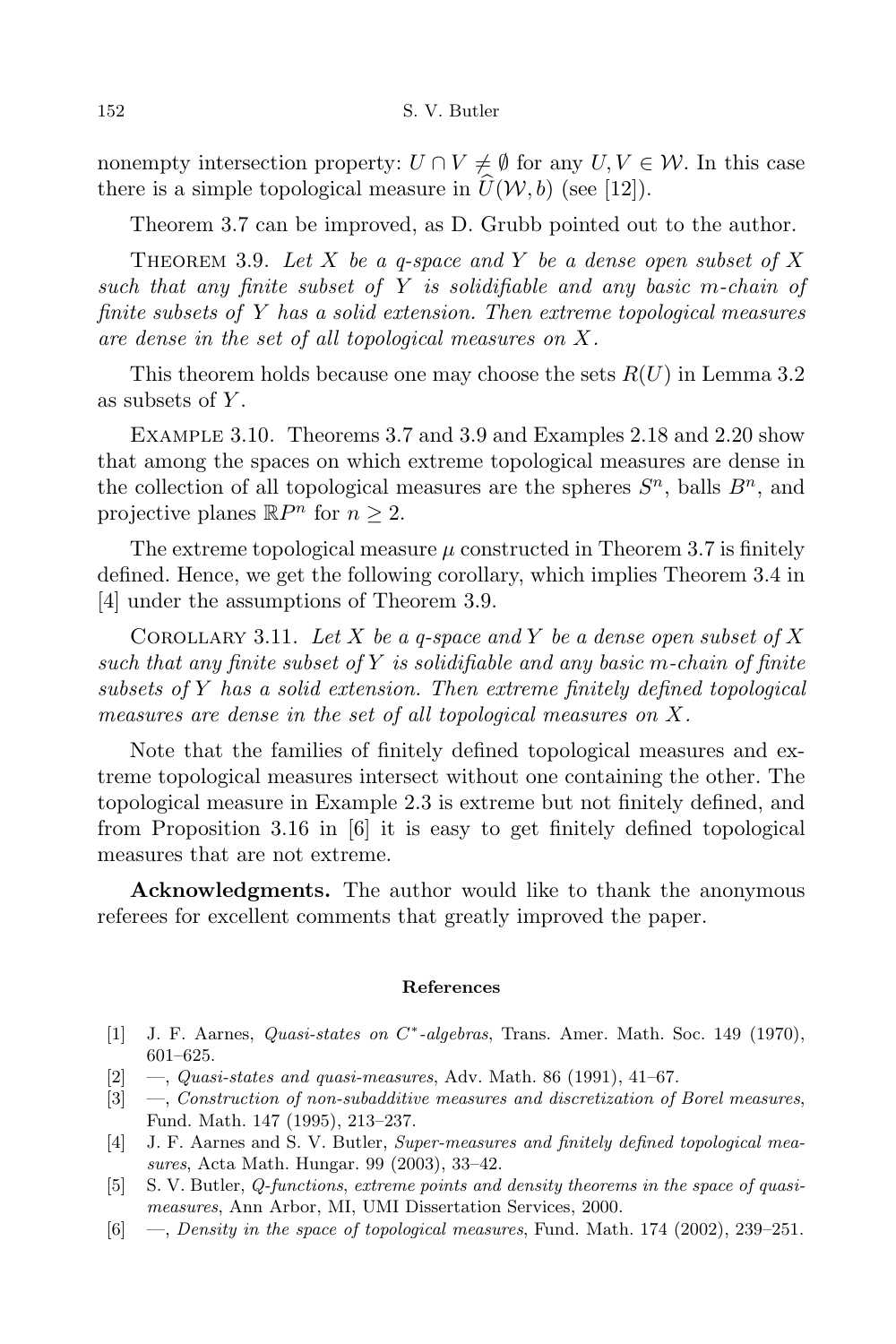nonempty intersection property: $U \cap V \neq \emptyset$ for any $U, V \in \mathcal{W}$. In this case there is a simple topological measure in $\widehat{U}(\mathcal{W}, b)$ (see [12]).

Theorem 3.7 can be improved, as D. Grubb pointed out to the author.

Theorem 3.9. *Let $X$ be a q-space and $Y$ be a dense open subset of $X$ such that any finite subset of $Y$ is solidifiable and any basic m-chain of finite subsets of $Y$ has a solid extension. Then extreme topological measures are dense in the set of all topological measures on $X$.*

This theorem holds because one may choose the sets $R(U)$ in Lemma 3.2 as subsets of $Y$.

Example 3.10. Theorems 3.7 and 3.9 and Examples 2.18 and 2.20 show that among the spaces on which extreme topological measures are dense in the collection of all topological measures are the spheres $S^n$, balls $B^n$, and projective planes $\mathbb{R}P^n$ for $n \geq 2$.

The extreme topological measure $\mu$ constructed in Theorem 3.7 is finitely defined. Hence, we get the following corollary, which implies Theorem 3.4 in [4] under the assumptions of Theorem 3.9.

Corollary 3.11. *Let $X$ be a q-space and $Y$ be a dense open subset of $X$ such that any finite subset of $Y$ is solidifiable and any basic m-chain of finite subsets of $Y$ has a solid extension. Then extreme finitely defined topological measures are dense in the set of all topological measures on $X$.*

Note that the families of finitely defined topological measures and extreme topological measures intersect without one containing the other. The topological measure in Example 2.3 is extreme but not finitely defined, and from Proposition 3.16 in [6] it is easy to get finitely defined topological measures that are not extreme.

**Acknowledgments.** The author would like to thank the anonymous referees for excellent comments that greatly improved the paper.

## References

[1] J. F. Aarnes, *Quasi-states on $C^*$-algebras*, Trans. Amer. Math. Soc. 149 (1970), 601–625.

[2] —, *Quasi-states and quasi-measures*, Adv. Math. 86 (1991), 41–67.

[3] —, *Construction of non-subadditive measures and discretization of Borel measures*, Fund. Math. 147 (1995), 213–237.

[4] J. F. Aarnes and S. V. Butler, *Super-measures and finitely defined topological measures*, Acta Math. Hungar. 99 (2003), 33–42.

[5] S. V. Butler, *Q-functions, extreme points and density theorems in the space of quasi-measures*, Ann Arbor, MI, UMI Dissertation Services, 2000.

[6] —, *Density in the space of topological measures*, Fund. Math. 174 (2002), 239–251.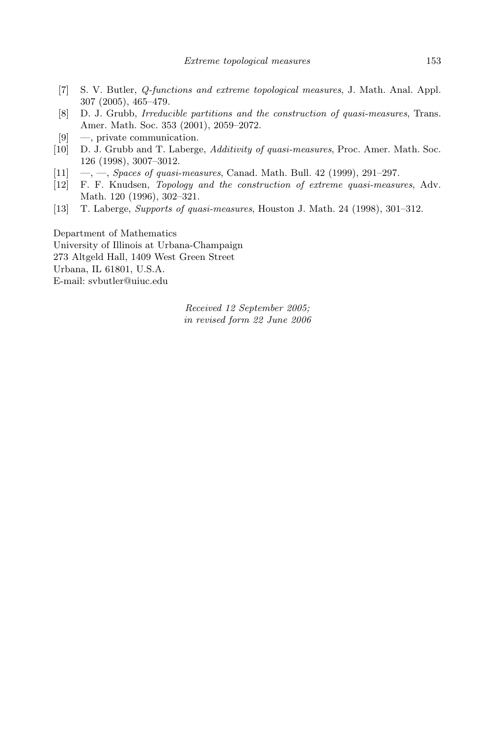[7] S. V. Butler, *Q-functions and extreme topological measures*, J. Math. Anal. Appl. 307 (2005), 465–479.

[8] D. J. Grubb, *Irreducible partitions and the construction of quasi-measures*, Trans. Amer. Math. Soc. 353 (2001), 2059–2072.

[9] —, private communication.

[10] D. J. Grubb and T. Laberge, *Additivity of quasi-measures*, Proc. Amer. Math. Soc. 126 (1998), 3007–3012.

[11] —, —, *Spaces of quasi-measures*, Canad. Math. Bull. 42 (1999), 291–297.

[12] F. F. Knudsen, *Topology and the construction of extreme quasi-measures*, Adv. Math. 120 (1996), 302–321.

[13] T. Laberge, *Supports of quasi-measures*, Houston J. Math. 24 (1998), 301–312.

Department of Mathematics
University of Illinois at Urbana-Champaign
273 Altgeld Hall, 1409 West Green Street
Urbana, IL 61801, U.S.A.
E-mail: svbutler@uiuc.edu

*Received 12 September 2005;*
*in revised form 22 June 2006*